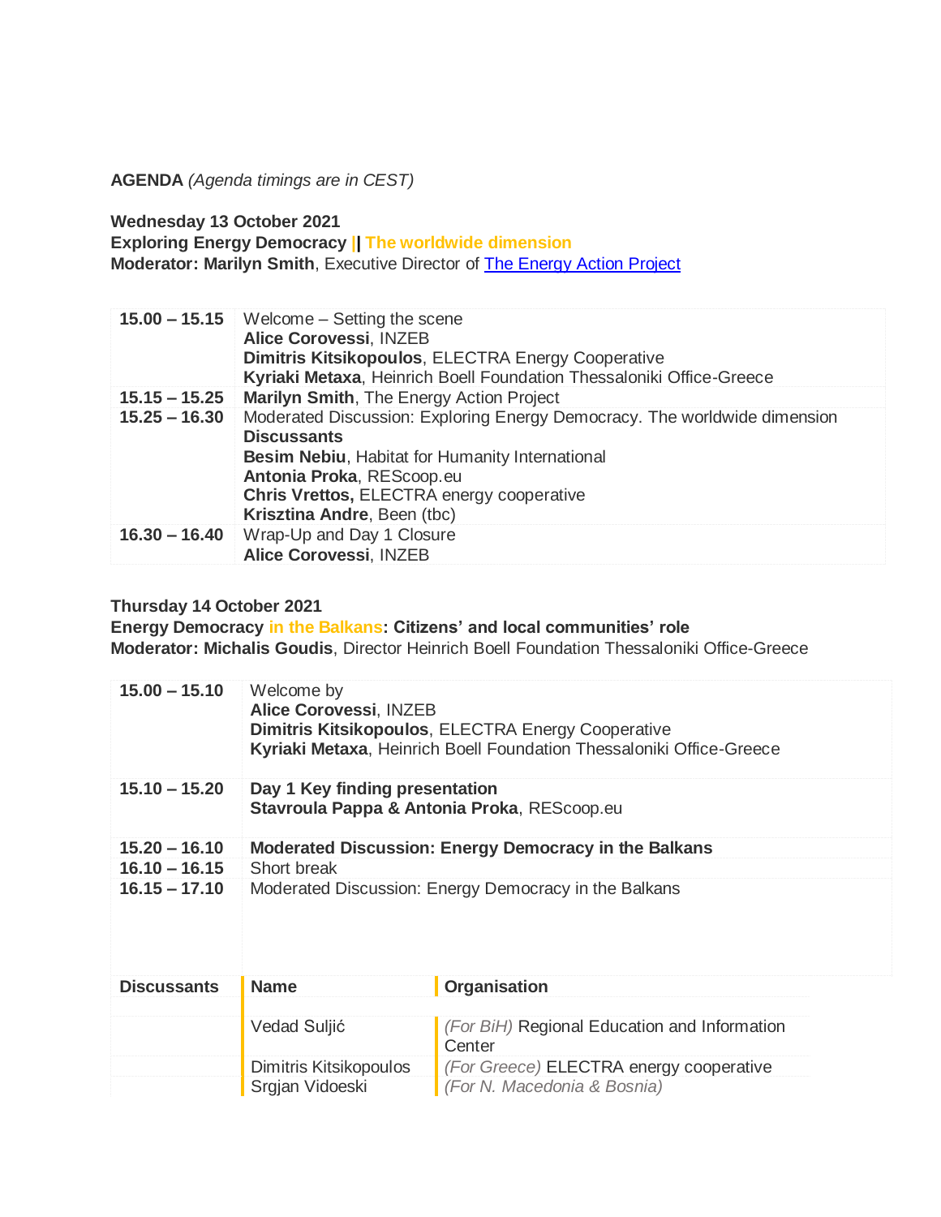**AGENDA** *(Agenda timings are in CEST)*

**Wednesday 13 October 2021**
**Exploring Energy Democracy || The worldwide dimension**
**Moderator: Marilyn Smith**, Executive Director of The Energy Action Project

| | |
|---|---|
| **15.00 – 15.15** | Welcome – Setting the scene<br>**Alice Corovessi**, INZEB<br>**Dimitris Kitsikopoulos**, ELECTRA Energy Cooperative<br>**Kyriaki Metaxa**, Heinrich Boell Foundation Thessaloniki Office-Greece |
| **15.15 – 15.25** | **Marilyn Smith**, The Energy Action Project |
| **15.25 – 16.30** | Moderated Discussion: Exploring Energy Democracy. The worldwide dimension<br>**Discussants**<br>**Besim Nebiu**, Habitat for Humanity International<br>**Antonia Proka**, REScoop.eu<br>**Chris Vrettos,** ELECTRA energy cooperative<br>**Krisztina Andre**, Been (tbc) |
| **16.30 – 16.40** | Wrap-Up and Day 1 Closure<br>**Alice Corovessi**, INZEB |

**Thursday 14 October 2021**
**Energy Democracy in the Balkans: Citizens' and local communities' role**
**Moderator: Michalis Goudis**, Director Heinrich Boell Foundation Thessaloniki Office-Greece

| | | |
|---|---|---|
| **15.00 – 15.10** | Welcome by<br>**Alice Corovessi**, INZEB<br>**Dimitris Kitsikopoulos**, ELECTRA Energy Cooperative<br>**Kyriaki Metaxa**, Heinrich Boell Foundation Thessaloniki Office-Greece | |
| **15.10 – 15.20** | **Day 1 Key finding presentation**<br>**Stavroula Pappa & Antonia Proka**, REScoop.eu | |
| **15.20 – 16.10** | **Moderated Discussion: Energy Democracy in the Balkans** | |
| **16.10 – 16.15** | Short break | |
| **16.15 – 17.10** | Moderated Discussion: Energy Democracy in the Balkans | |
| **Discussants** | **Name** | **Organisation** |
| | Vedad Suljić | *(For BiH)* Regional Education and Information Center |
| | Dimitris Kitsikopoulos | *(For Greece)* ELECTRA energy cooperative |
| | Srgjan Vidoeski | *(For N. Macedonia & Bosnia)* |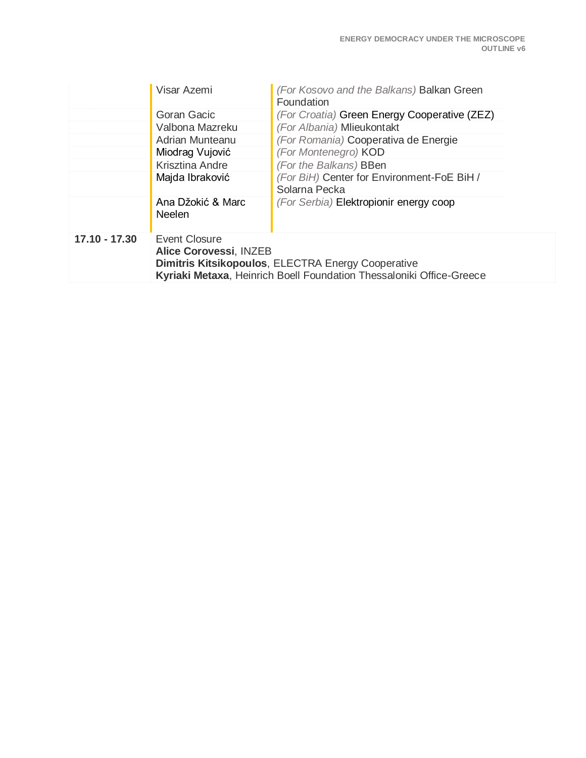| | | |
|---|---|---|
| | Visar Azemi | *(For Kosovo and the Balkans)* Balkan Green Foundation |
| | Goran Gacic | *(For Croatia)* Green Energy Cooperative (ZEZ) |
| | Valbona Mazreku | *(For Albania)* Mlieukontakt |
| | Adrian Munteanu | *(For Romania)* Cooperativa de Energie |
| | Miodrag Vujović | *(For Montenegro)* KOD |
| | Krisztina Andre | *(For the Balkans)* BBen |
| | Majda Ibraković | *(For BiH)* Center for Environment-FoE BiH / Solarna Pecka |
| | Ana Džokić & Marc Neelen | *(For Serbia)* Elektropionir energy coop |
| **17.10 - 17.30** | Event Closure<br>**Alice Corovessi**, INZEB<br>**Dimitris Kitsikopoulos**, ELECTRA Energy Cooperative<br>**Kyriaki Metaxa**, Heinrich Boell Foundation Thessaloniki Office-Greece | |